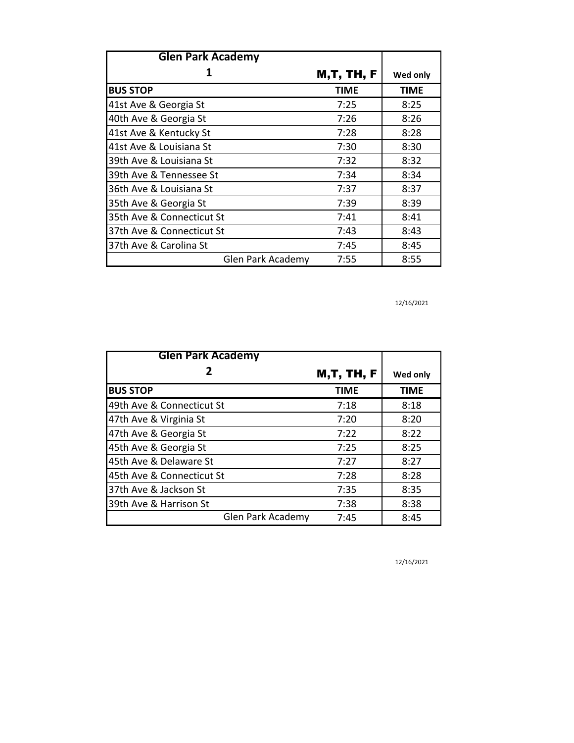| Glen Park Academy 1 | M,T, TH, F | Wed only |
|---|---|---|
| **BUS STOP** | **TIME** | **TIME** |
| 41st Ave & Georgia St | 7:25 | 8:25 |
| 40th Ave & Georgia St | 7:26 | 8:26 |
| 41st Ave & Kentucky St | 7:28 | 8:28 |
| 41st Ave & Louisiana St | 7:30 | 8:30 |
| 39th Ave & Louisiana St | 7:32 | 8:32 |
| 39th Ave & Tennessee St | 7:34 | 8:34 |
| 36th Ave & Louisiana St | 7:37 | 8:37 |
| 35th Ave & Georgia St | 7:39 | 8:39 |
| 35th Ave & Connecticut St | 7:41 | 8:41 |
| 37th Ave & Connecticut St | 7:43 | 8:43 |
| 37th Ave & Carolina St | 7:45 | 8:45 |
| Glen Park Academy | 7:55 | 8:55 |

12/16/2021

| Glen Park Academy 2 | M,T, TH, F | Wed only |
|---|---|---|
| **BUS STOP** | **TIME** | **TIME** |
| 49th Ave & Connecticut St | 7:18 | 8:18 |
| 47th Ave & Virginia St | 7:20 | 8:20 |
| 47th Ave & Georgia St | 7:22 | 8:22 |
| 45th Ave & Georgia St | 7:25 | 8:25 |
| 45th Ave & Delaware St | 7:27 | 8:27 |
| 45th Ave & Connecticut St | 7:28 | 8:28 |
| 37th Ave & Jackson St | 7:35 | 8:35 |
| 39th Ave & Harrison St | 7:38 | 8:38 |
| Glen Park Academy | 7:45 | 8:45 |

12/16/2021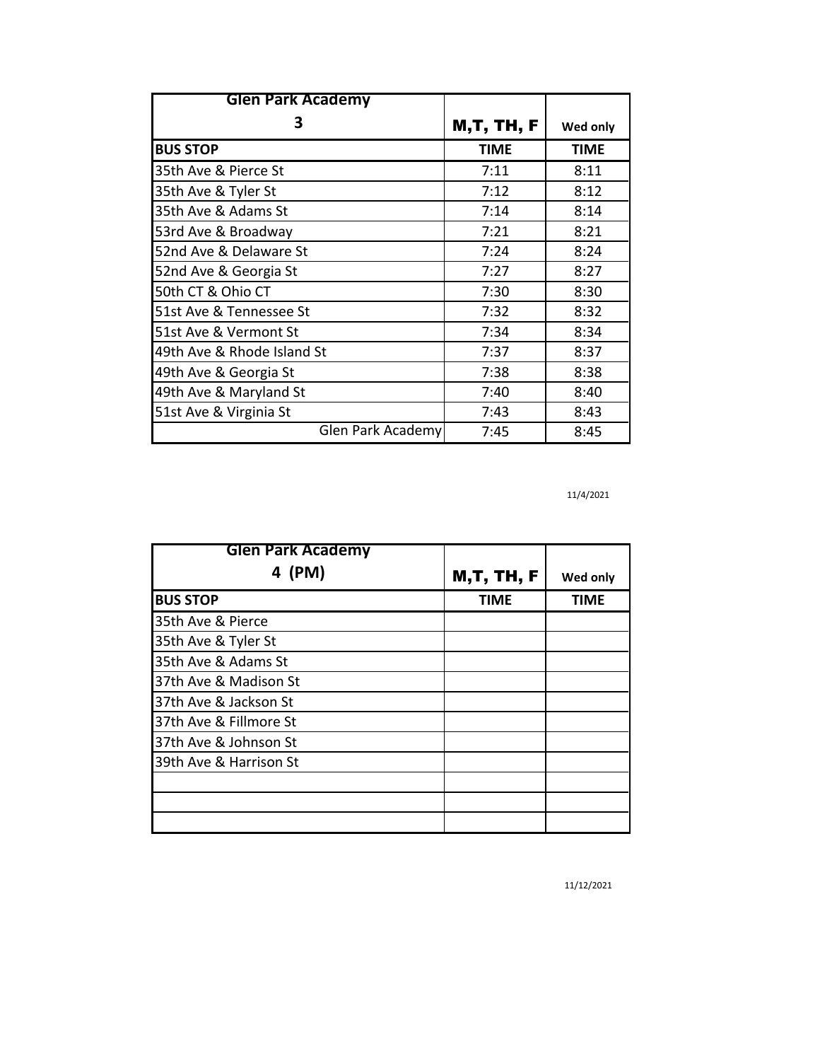| Glen Park Academy 3 | M,T, TH, F | Wed only |
|---|---|---|
| **BUS STOP** | **TIME** | **TIME** |
| 35th Ave & Pierce St | 7:11 | 8:11 |
| 35th Ave & Tyler St | 7:12 | 8:12 |
| 35th Ave & Adams St | 7:14 | 8:14 |
| 53rd Ave & Broadway | 7:21 | 8:21 |
| 52nd Ave & Delaware St | 7:24 | 8:24 |
| 52nd Ave & Georgia St | 7:27 | 8:27 |
| 50th CT & Ohio CT | 7:30 | 8:30 |
| 51st Ave & Tennessee St | 7:32 | 8:32 |
| 51st Ave & Vermont St | 7:34 | 8:34 |
| 49th Ave & Rhode Island St | 7:37 | 8:37 |
| 49th Ave & Georgia St | 7:38 | 8:38 |
| 49th Ave & Maryland St | 7:40 | 8:40 |
| 51st Ave & Virginia St | 7:43 | 8:43 |
| Glen Park Academy | 7:45 | 8:45 |

11/4/2021

| Glen Park Academy 4 (PM) | M,T, TH, F | Wed only |
|---|---|---|
| **BUS STOP** | **TIME** | **TIME** |
| 35th Ave & Pierce | | |
| 35th Ave & Tyler St | | |
| 35th Ave & Adams St | | |
| 37th Ave & Madison St | | |
| 37th Ave & Jackson St | | |
| 37th Ave & Fillmore St | | |
| 37th Ave & Johnson St | | |
| 39th Ave & Harrison St | | |
| | | |
| | | |
| | | |

11/12/2021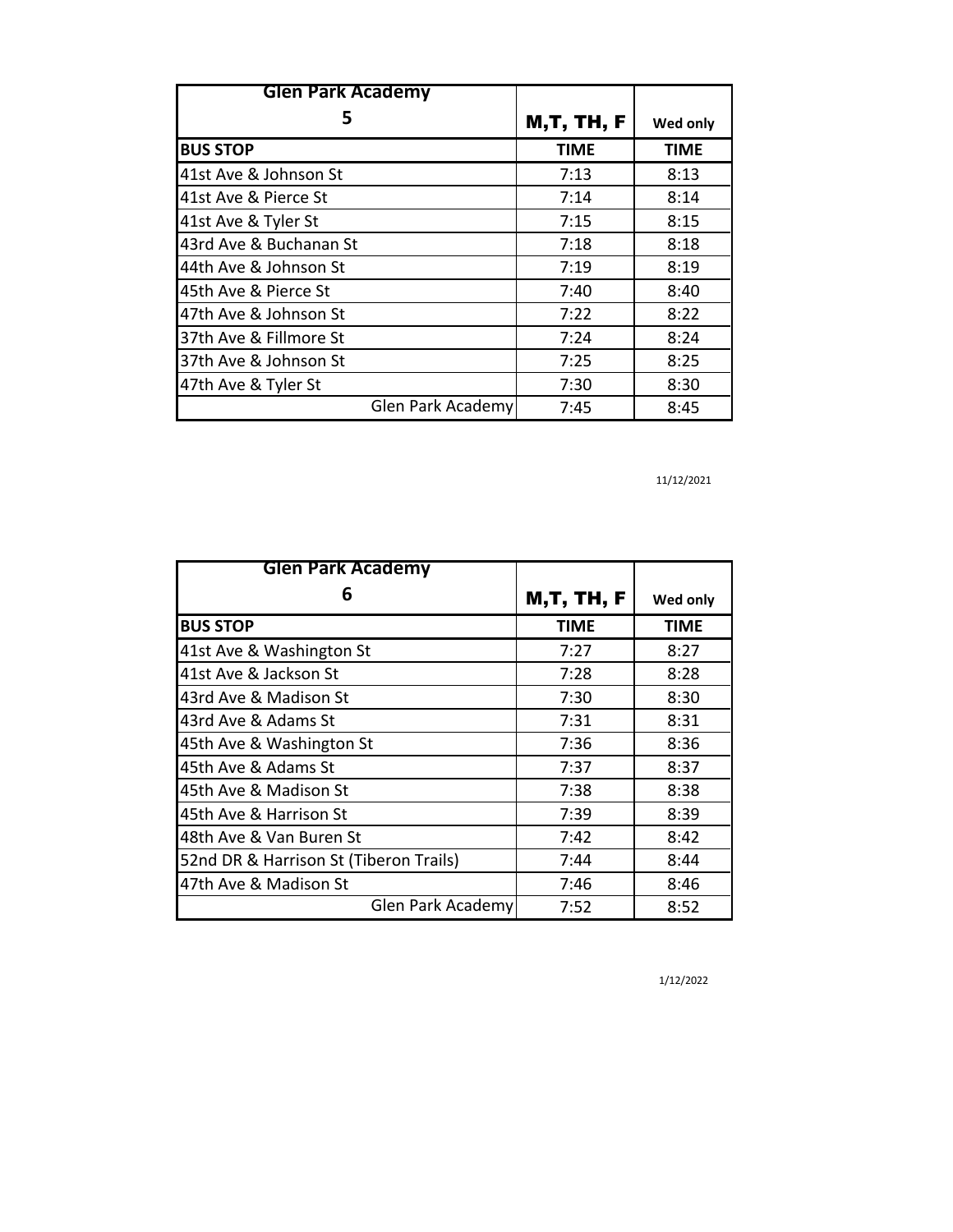| Glen Park Academy 5 | M,T, TH, F | Wed only |
|---|---|---|
| **BUS STOP** | **TIME** | **TIME** |
| 41st Ave & Johnson St | 7:13 | 8:13 |
| 41st Ave & Pierce St | 7:14 | 8:14 |
| 41st Ave & Tyler St | 7:15 | 8:15 |
| 43rd Ave & Buchanan St | 7:18 | 8:18 |
| 44th Ave & Johnson St | 7:19 | 8:19 |
| 45th Ave & Pierce St | 7:40 | 8:40 |
| 47th Ave & Johnson St | 7:22 | 8:22 |
| 37th Ave & Fillmore St | 7:24 | 8:24 |
| 37th Ave & Johnson St | 7:25 | 8:25 |
| 47th Ave & Tyler St | 7:30 | 8:30 |
| Glen Park Academy | 7:45 | 8:45 |

11/12/2021

| Glen Park Academy 6 | M,T, TH, F | Wed only |
|---|---|---|
| **BUS STOP** | **TIME** | **TIME** |
| 41st Ave & Washington St | 7:27 | 8:27 |
| 41st Ave & Jackson St | 7:28 | 8:28 |
| 43rd Ave & Madison St | 7:30 | 8:30 |
| 43rd Ave & Adams St | 7:31 | 8:31 |
| 45th Ave & Washington St | 7:36 | 8:36 |
| 45th Ave & Adams St | 7:37 | 8:37 |
| 45th Ave & Madison St | 7:38 | 8:38 |
| 45th Ave & Harrison St | 7:39 | 8:39 |
| 48th Ave & Van Buren St | 7:42 | 8:42 |
| 52nd DR & Harrison St (Tiberon Trails) | 7:44 | 8:44 |
| 47th Ave & Madison St | 7:46 | 8:46 |
| Glen Park Academy | 7:52 | 8:52 |

1/12/2022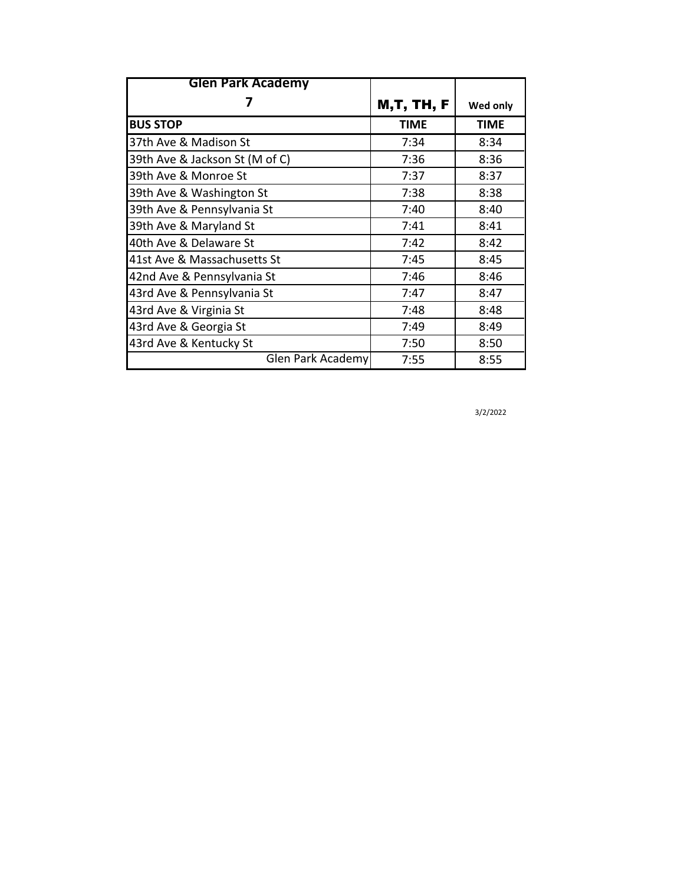| Glen Park Academy 7 | M,T, TH, F | Wed only |
|---|---|---|
| **BUS STOP** | **TIME** | **TIME** |
| 37th Ave & Madison St | 7:34 | 8:34 |
| 39th Ave & Jackson St (M of C) | 7:36 | 8:36 |
| 39th Ave & Monroe St | 7:37 | 8:37 |
| 39th Ave & Washington St | 7:38 | 8:38 |
| 39th Ave & Pennsylvania St | 7:40 | 8:40 |
| 39th Ave & Maryland St | 7:41 | 8:41 |
| 40th Ave & Delaware St | 7:42 | 8:42 |
| 41st Ave & Massachusetts St | 7:45 | 8:45 |
| 42nd Ave & Pennsylvania St | 7:46 | 8:46 |
| 43rd Ave & Pennsylvania St | 7:47 | 8:47 |
| 43rd Ave & Virginia St | 7:48 | 8:48 |
| 43rd Ave & Georgia St | 7:49 | 8:49 |
| 43rd Ave & Kentucky St | 7:50 | 8:50 |
| Glen Park Academy | 7:55 | 8:55 |

3/2/2022